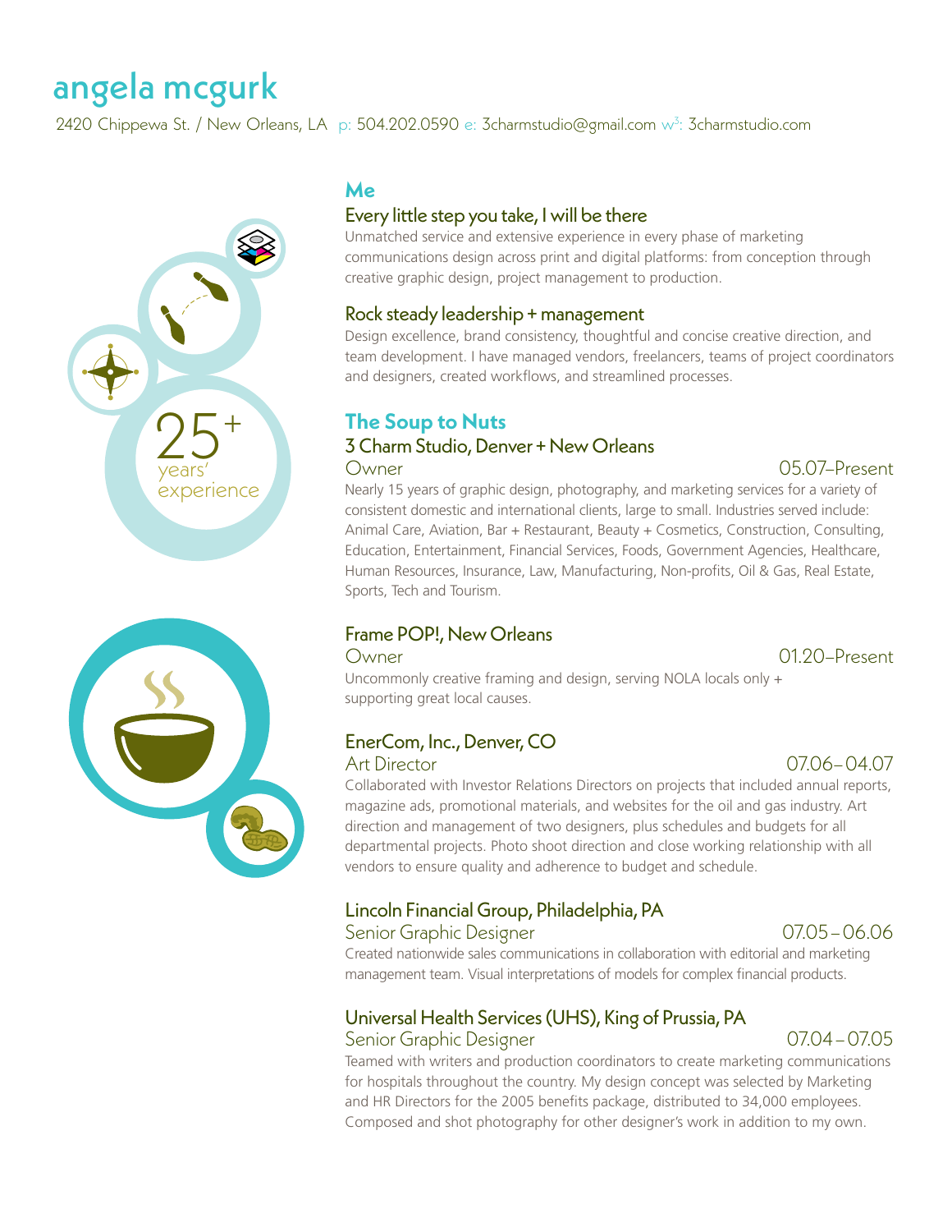# angela mcgurk

2420 Chippewa St. / New Orleans, LA p: 504.202.0590 e: 3charmstudio@gmail.com w[3]: 3charmstudio.com

25+ years' experience

## Me

### Every little step you take, I will be there

Unmatched service and extensive experience in every phase of marketing communications design across print and digital platforms: from conception through creative graphic design, project management to production.

### Rock steady leadership + management

Design excellence, brand consistency, thoughtful and concise creative direction, and team development. I have managed vendors, freelancers, teams of project coordinators and designers, created workflows, and streamlined processes.

## The Soup to Nuts

### 3 Charm Studio, Denver + New Orleans

Owner 05.07–Present

Nearly 15 years of graphic design, photography, and marketing services for a variety of consistent domestic and international clients, large to small. Industries served include: Animal Care, Aviation, Bar + Restaurant, Beauty + Cosmetics, Construction, Consulting, Education, Entertainment, Financial Services, Foods, Government Agencies, Healthcare, Human Resources, Insurance, Law, Manufacturing, Non-profits, Oil & Gas, Real Estate, Sports, Tech and Tourism.

### Frame POP!, New Orleans

Owner 01.20–Present

Uncommonly creative framing and design, serving NOLA locals only + supporting great local causes.

### EnerCom, Inc., Denver, CO

Art Director 07.06– 04.07

Collaborated with Investor Relations Directors on projects that included annual reports, magazine ads, promotional materials, and websites for the oil and gas industry. Art direction and management of two designers, plus schedules and budgets for all departmental projects. Photo shoot direction and close working relationship with all vendors to ensure quality and adherence to budget and schedule.

### Lincoln Financial Group, Philadelphia, PA

Senior Graphic Designer 07.05 – 06.06

Created nationwide sales communications in collaboration with editorial and marketing management team. Visual interpretations of models for complex financial products.

### Universal Health Services (UHS), King of Prussia, PA

Senior Graphic Designer 07.04 – 07.05

Teamed with writers and production coordinators to create marketing communications for hospitals throughout the country. My design concept was selected by Marketing and HR Directors for the 2005 benefits package, distributed to 34,000 employees. Composed and shot photography for other designer's work in addition to my own.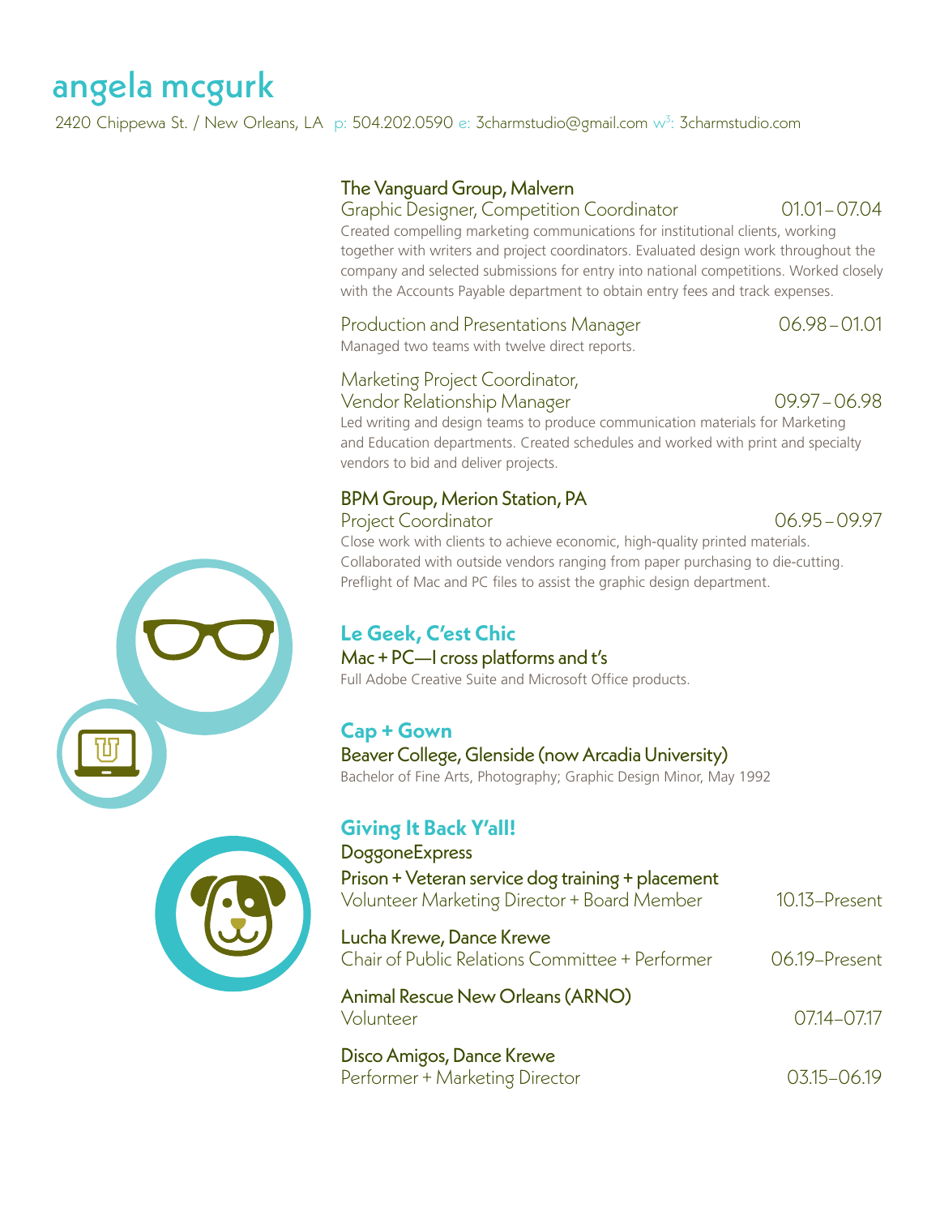# angela mcgurk

2420 Chippewa St. / New Orleans, LA p: 504.202.0590 e: 3charmstudio@gmail.com w[3]: 3charmstudio.com

### The Vanguard Group, Malvern

Graphic Designer, Competition Coordinator 01.01 – 07.04

Created compelling marketing communications for institutional clients, working together with writers and project coordinators. Evaluated design work throughout the company and selected submissions for entry into national competitions. Worked closely with the Accounts Payable department to obtain entry fees and track expenses.

Production and Presentations Manager 06.98 – 01.01

Managed two teams with twelve direct reports.

Marketing Project Coordinator, Vendor Relationship Manager 09.97 – 06.98

Led writing and design teams to produce communication materials for Marketing and Education departments. Created schedules and worked with print and specialty vendors to bid and deliver projects.

### BPM Group, Merion Station, PA

Project Coordinator 06.95 – 09.97

Close work with clients to achieve economic, high-quality printed materials. Collaborated with outside vendors ranging from paper purchasing to die-cutting. Preflight of Mac and PC files to assist the graphic design department.

## Le Geek, C'est Chic

### Mac + PC—I cross platforms and t's

Full Adobe Creative Suite and Microsoft Office products.

## Cap + Gown

### Beaver College, Glenside (now Arcadia University)

Bachelor of Fine Arts, Photography; Graphic Design Minor, May 1992

## Giving It Back Y'all!

### DoggoneExpress

**Prison + Veteran service dog training + placement**

Volunteer Marketing Director + Board Member 10.13–Present

### Lucha Krewe, Dance Krewe

Chair of Public Relations Committee + Performer 06.19–Present

### Animal Rescue New Orleans (ARNO)

Volunteer 07.14–07.17

### Disco Amigos, Dance Krewe

Performer + Marketing Director 03.15–06.19